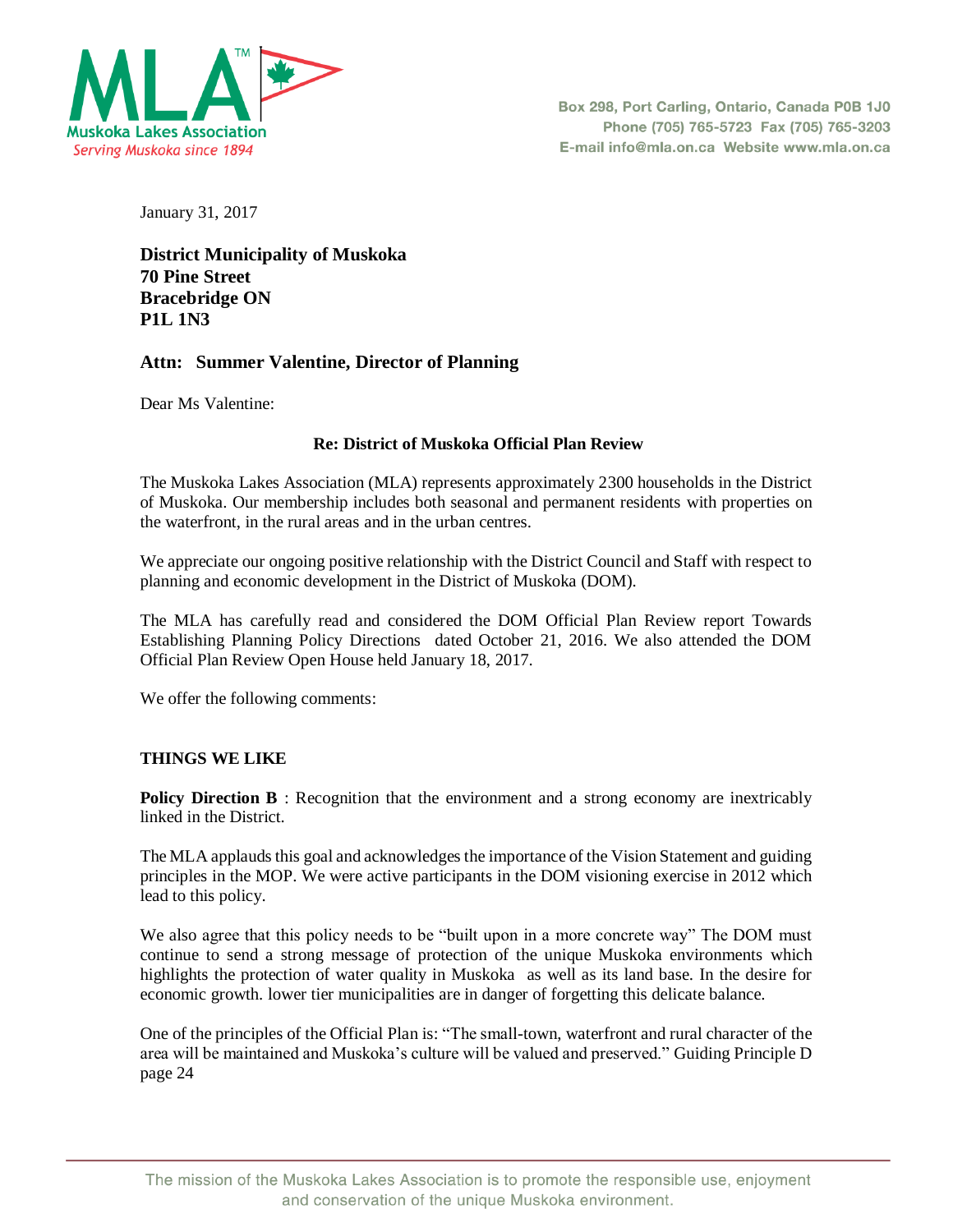**Muskoka Lakes Association**
*Serving Muskoka since 1894*

Box 298, Port Carling, Ontario, Canada P0B 1J0
Phone (705) 765-5723 Fax (705) 765-3203
E-mail info@mla.on.ca Website www.mla.on.ca

January 31, 2017

**District Municipality of Muskoka**
**70 Pine Street**
**Bracebridge ON**
**P1L 1N3**

**Attn: Summer Valentine, Director of Planning**

Dear Ms Valentine:

**Re: District of Muskoka Official Plan Review**

The Muskoka Lakes Association (MLA) represents approximately 2300 households in the District of Muskoka. Our membership includes both seasonal and permanent residents with properties on the waterfront, in the rural areas and in the urban centres.

We appreciate our ongoing positive relationship with the District Council and Staff with respect to planning and economic development in the District of Muskoka (DOM).

The MLA has carefully read and considered the DOM Official Plan Review report Towards Establishing Planning Policy Directions dated October 21, 2016. We also attended the DOM Official Plan Review Open House held January 18, 2017.

We offer the following comments:

**THINGS WE LIKE**

**Policy Direction B** : Recognition that the environment and a strong economy are inextricably linked in the District.

The MLA applauds this goal and acknowledges the importance of the Vision Statement and guiding principles in the MOP. We were active participants in the DOM visioning exercise in 2012 which lead to this policy.

We also agree that this policy needs to be "built upon in a more concrete way" The DOM must continue to send a strong message of protection of the unique Muskoka environments which highlights the protection of water quality in Muskoka as well as its land base. In the desire for economic growth. lower tier municipalities are in danger of forgetting this delicate balance.

One of the principles of the Official Plan is: "The small-town, waterfront and rural character of the area will be maintained and Muskoka's culture will be valued and preserved." Guiding Principle D page 24

The mission of the Muskoka Lakes Association is to promote the responsible use, enjoyment and conservation of the unique Muskoka environment.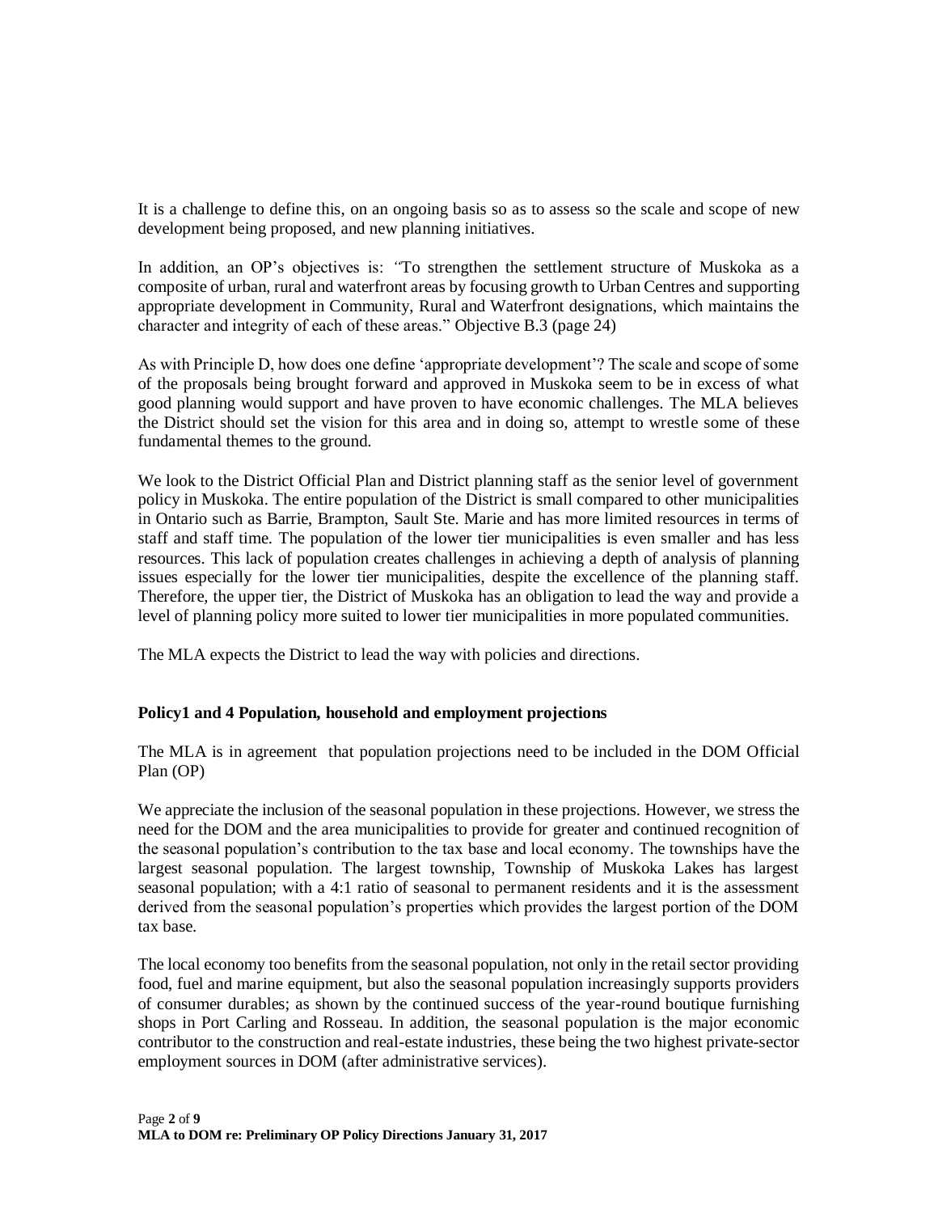It is a challenge to define this, on an ongoing basis so as to assess so the scale and scope of new development being proposed, and new planning initiatives.

In addition, an OP's objectives is: *"*To strengthen the settlement structure of Muskoka as a composite of urban, rural and waterfront areas by focusing growth to Urban Centres and supporting appropriate development in Community, Rural and Waterfront designations, which maintains the character and integrity of each of these areas." Objective B.3 (page 24)

As with Principle D, how does one define 'appropriate development'? The scale and scope of some of the proposals being brought forward and approved in Muskoka seem to be in excess of what good planning would support and have proven to have economic challenges. The MLA believes the District should set the vision for this area and in doing so, attempt to wrestle some of these fundamental themes to the ground.

We look to the District Official Plan and District planning staff as the senior level of government policy in Muskoka. The entire population of the District is small compared to other municipalities in Ontario such as Barrie, Brampton, Sault Ste. Marie and has more limited resources in terms of staff and staff time. The population of the lower tier municipalities is even smaller and has less resources. This lack of population creates challenges in achieving a depth of analysis of planning issues especially for the lower tier municipalities, despite the excellence of the planning staff. Therefore, the upper tier, the District of Muskoka has an obligation to lead the way and provide a level of planning policy more suited to lower tier municipalities in more populated communities.

The MLA expects the District to lead the way with policies and directions.

**Policy1 and 4 Population, household and employment projections**

The MLA is in agreement that population projections need to be included in the DOM Official Plan (OP)

We appreciate the inclusion of the seasonal population in these projections. However, we stress the need for the DOM and the area municipalities to provide for greater and continued recognition of the seasonal population's contribution to the tax base and local economy. The townships have the largest seasonal population. The largest township, Township of Muskoka Lakes has largest seasonal population; with a 4:1 ratio of seasonal to permanent residents and it is the assessment derived from the seasonal population's properties which provides the largest portion of the DOM tax base.

The local economy too benefits from the seasonal population, not only in the retail sector providing food, fuel and marine equipment, but also the seasonal population increasingly supports providers of consumer durables; as shown by the continued success of the year-round boutique furnishing shops in Port Carling and Rosseau. In addition, the seasonal population is the major economic contributor to the construction and real-estate industries, these being the two highest private-sector employment sources in DOM (after administrative services).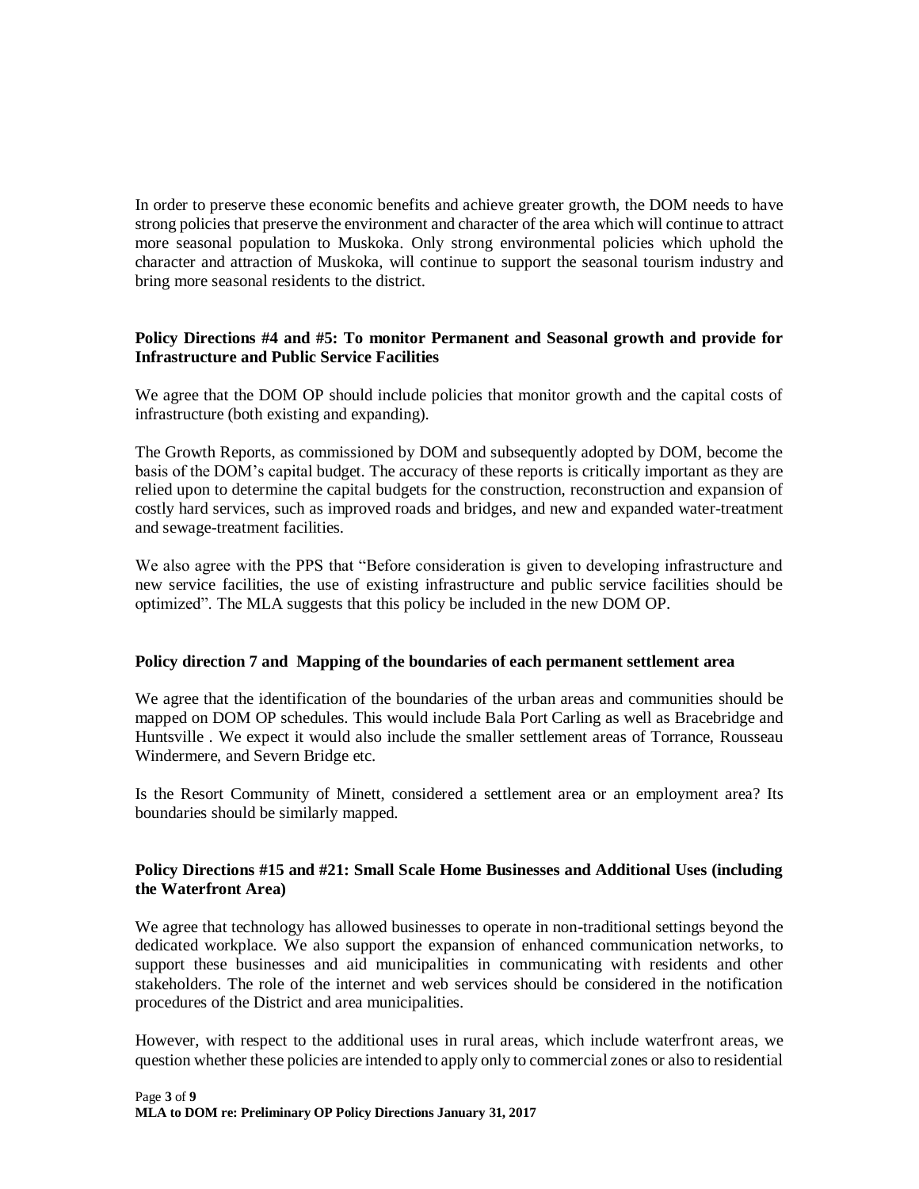In order to preserve these economic benefits and achieve greater growth, the DOM needs to have strong policies that preserve the environment and character of the area which will continue to attract more seasonal population to Muskoka. Only strong environmental policies which uphold the character and attraction of Muskoka, will continue to support the seasonal tourism industry and bring more seasonal residents to the district.

**Policy Directions #4 and #5: To monitor Permanent and Seasonal growth and provide for Infrastructure and Public Service Facilities**

We agree that the DOM OP should include policies that monitor growth and the capital costs of infrastructure (both existing and expanding).

The Growth Reports, as commissioned by DOM and subsequently adopted by DOM, become the basis of the DOM's capital budget. The accuracy of these reports is critically important as they are relied upon to determine the capital budgets for the construction, reconstruction and expansion of costly hard services, such as improved roads and bridges, and new and expanded water-treatment and sewage-treatment facilities.

We also agree with the PPS that "Before consideration is given to developing infrastructure and new service facilities, the use of existing infrastructure and public service facilities should be optimized". The MLA suggests that this policy be included in the new DOM OP.

**Policy direction 7 and Mapping of the boundaries of each permanent settlement area**

We agree that the identification of the boundaries of the urban areas and communities should be mapped on DOM OP schedules. This would include Bala Port Carling as well as Bracebridge and Huntsville . We expect it would also include the smaller settlement areas of Torrance, Rousseau Windermere, and Severn Bridge etc.

Is the Resort Community of Minett, considered a settlement area or an employment area? Its boundaries should be similarly mapped.

**Policy Directions #15 and #21: Small Scale Home Businesses and Additional Uses (including the Waterfront Area)**

We agree that technology has allowed businesses to operate in non-traditional settings beyond the dedicated workplace. We also support the expansion of enhanced communication networks, to support these businesses and aid municipalities in communicating with residents and other stakeholders. The role of the internet and web services should be considered in the notification procedures of the District and area municipalities.

However, with respect to the additional uses in rural areas, which include waterfront areas, we question whether these policies are intended to apply only to commercial zones or also to residential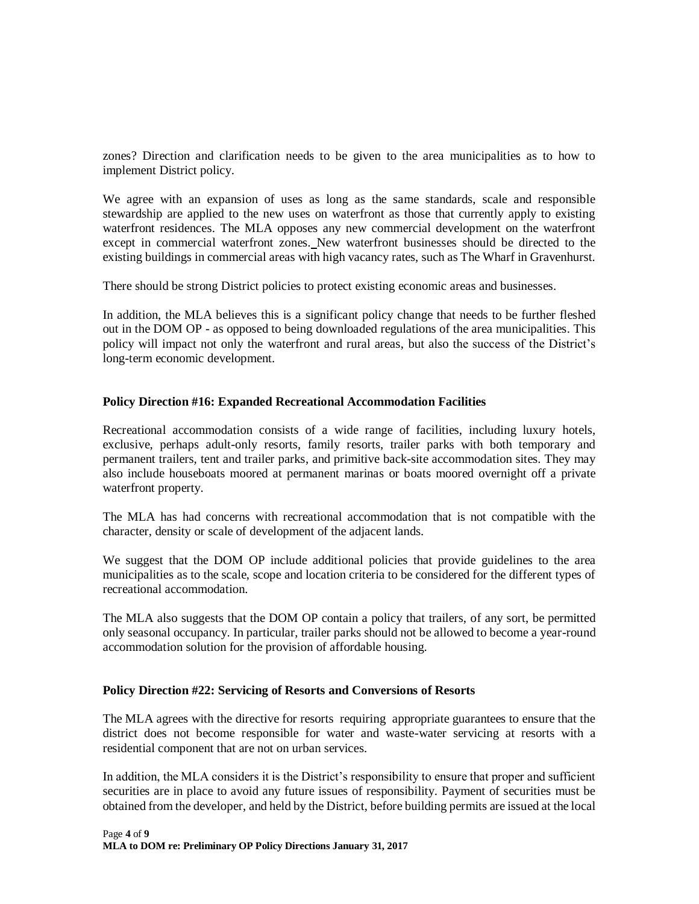zones? Direction and clarification needs to be given to the area municipalities as to how to implement District policy.

We agree with an expansion of uses as long as the same standards, scale and responsible stewardship are applied to the new uses on waterfront as those that currently apply to existing waterfront residences. The MLA opposes any new commercial development on the waterfront except in commercial waterfront zones. New waterfront businesses should be directed to the existing buildings in commercial areas with high vacancy rates, such as The Wharf in Gravenhurst.

There should be strong District policies to protect existing economic areas and businesses.

In addition, the MLA believes this is a significant policy change that needs to be further fleshed out in the DOM OP - as opposed to being downloaded regulations of the area municipalities. This policy will impact not only the waterfront and rural areas, but also the success of the District's long-term economic development.

**Policy Direction #16: Expanded Recreational Accommodation Facilities**

Recreational accommodation consists of a wide range of facilities, including luxury hotels, exclusive, perhaps adult-only resorts, family resorts, trailer parks with both temporary and permanent trailers, tent and trailer parks, and primitive back-site accommodation sites. They may also include houseboats moored at permanent marinas or boats moored overnight off a private waterfront property.

The MLA has had concerns with recreational accommodation that is not compatible with the character, density or scale of development of the adjacent lands.

We suggest that the DOM OP include additional policies that provide guidelines to the area municipalities as to the scale, scope and location criteria to be considered for the different types of recreational accommodation.

The MLA also suggests that the DOM OP contain a policy that trailers, of any sort, be permitted only seasonal occupancy. In particular, trailer parks should not be allowed to become a year-round accommodation solution for the provision of affordable housing.

**Policy Direction #22: Servicing of Resorts and Conversions of Resorts**

The MLA agrees with the directive for resorts requiring appropriate guarantees to ensure that the district does not become responsible for water and waste-water servicing at resorts with a residential component that are not on urban services.

In addition, the MLA considers it is the District's responsibility to ensure that proper and sufficient securities are in place to avoid any future issues of responsibility. Payment of securities must be obtained from the developer, and held by the District, before building permits are issued at the local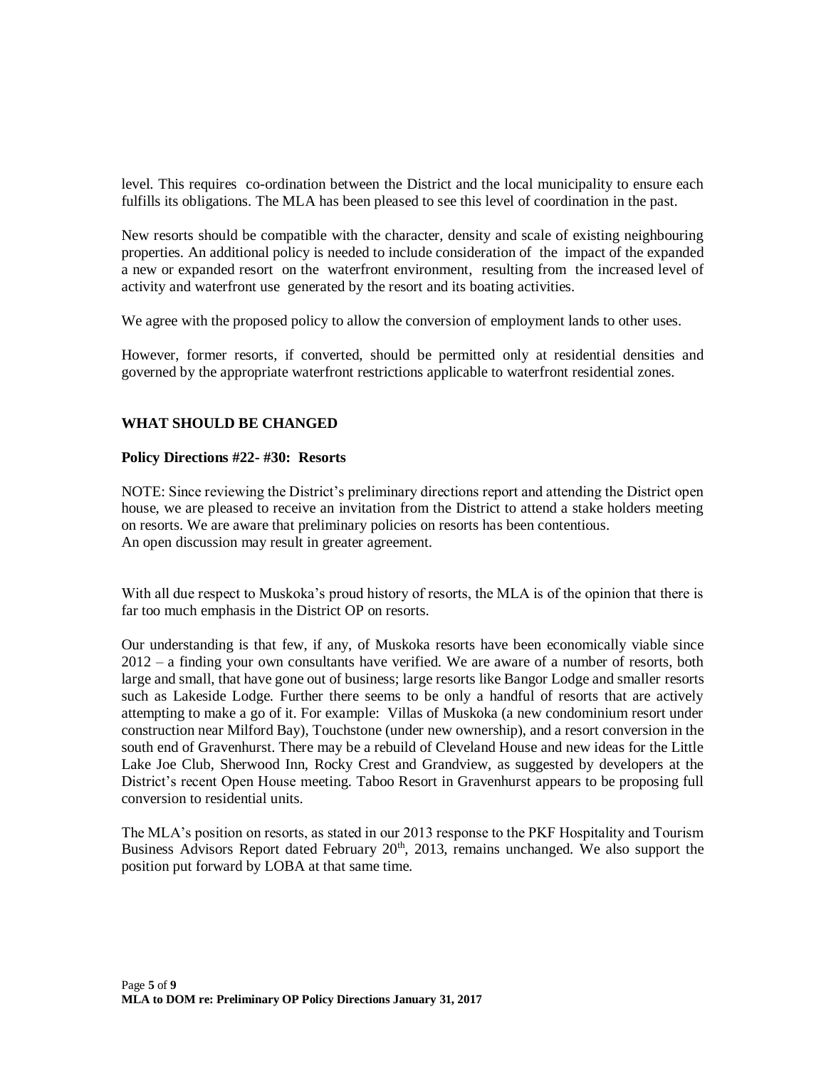level. This requires co-ordination between the District and the local municipality to ensure each fulfills its obligations. The MLA has been pleased to see this level of coordination in the past.

New resorts should be compatible with the character, density and scale of existing neighbouring properties. An additional policy is needed to include consideration of the impact of the expanded a new or expanded resort on the waterfront environment, resulting from the increased level of activity and waterfront use generated by the resort and its boating activities.

We agree with the proposed policy to allow the conversion of employment lands to other uses.

However, former resorts, if converted, should be permitted only at residential densities and governed by the appropriate waterfront restrictions applicable to waterfront residential zones.

## WHAT SHOULD BE CHANGED

### Policy Directions #22- #30: Resorts

NOTE: Since reviewing the District's preliminary directions report and attending the District open house, we are pleased to receive an invitation from the District to attend a stake holders meeting on resorts. We are aware that preliminary policies on resorts has been contentious.
An open discussion may result in greater agreement.

With all due respect to Muskoka's proud history of resorts, the MLA is of the opinion that there is far too much emphasis in the District OP on resorts.

Our understanding is that few, if any, of Muskoka resorts have been economically viable since 2012 – a finding your own consultants have verified. We are aware of a number of resorts, both large and small, that have gone out of business; large resorts like Bangor Lodge and smaller resorts such as Lakeside Lodge. Further there seems to be only a handful of resorts that are actively attempting to make a go of it. For example: Villas of Muskoka (a new condominium resort under construction near Milford Bay), Touchstone (under new ownership), and a resort conversion in the south end of Gravenhurst. There may be a rebuild of Cleveland House and new ideas for the Little Lake Joe Club, Sherwood Inn, Rocky Crest and Grandview, as suggested by developers at the District's recent Open House meeting. Taboo Resort in Gravenhurst appears to be proposing full conversion to residential units.

The MLA's position on resorts, as stated in our 2013 response to the PKF Hospitality and Tourism Business Advisors Report dated February 20th, 2013, remains unchanged. We also support the position put forward by LOBA at that same time.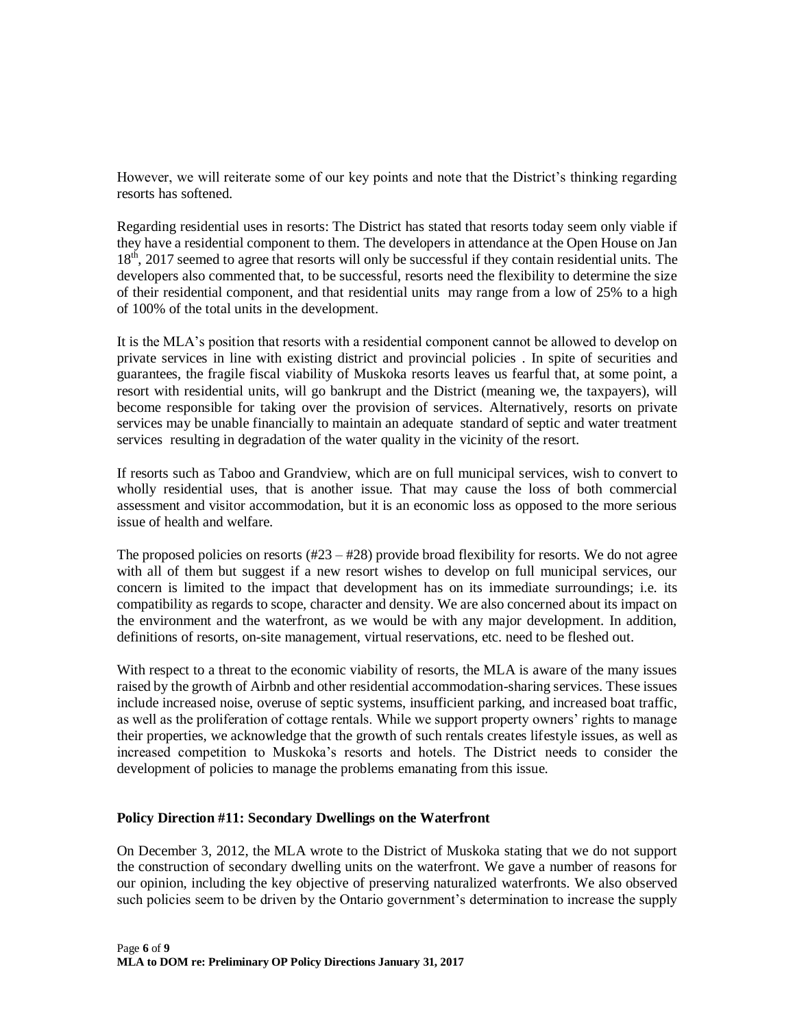However, we will reiterate some of our key points and note that the District's thinking regarding resorts has softened.

Regarding residential uses in resorts: The District has stated that resorts today seem only viable if they have a residential component to them. The developers in attendance at the Open House on Jan 18th, 2017 seemed to agree that resorts will only be successful if they contain residential units. The developers also commented that, to be successful, resorts need the flexibility to determine the size of their residential component, and that residential units may range from a low of 25% to a high of 100% of the total units in the development.

It is the MLA's position that resorts with a residential component cannot be allowed to develop on private services in line with existing district and provincial policies . In spite of securities and guarantees, the fragile fiscal viability of Muskoka resorts leaves us fearful that, at some point, a resort with residential units, will go bankrupt and the District (meaning we, the taxpayers), will become responsible for taking over the provision of services. Alternatively, resorts on private services may be unable financially to maintain an adequate standard of septic and water treatment services resulting in degradation of the water quality in the vicinity of the resort.

If resorts such as Taboo and Grandview, which are on full municipal services, wish to convert to wholly residential uses, that is another issue. That may cause the loss of both commercial assessment and visitor accommodation, but it is an economic loss as opposed to the more serious issue of health and welfare.

The proposed policies on resorts (#23 – #28) provide broad flexibility for resorts. We do not agree with all of them but suggest if a new resort wishes to develop on full municipal services, our concern is limited to the impact that development has on its immediate surroundings; i.e. its compatibility as regards to scope, character and density. We are also concerned about its impact on the environment and the waterfront, as we would be with any major development. In addition, definitions of resorts, on-site management, virtual reservations, etc. need to be fleshed out.

With respect to a threat to the economic viability of resorts, the MLA is aware of the many issues raised by the growth of Airbnb and other residential accommodation-sharing services. These issues include increased noise, overuse of septic systems, insufficient parking, and increased boat traffic, as well as the proliferation of cottage rentals. While we support property owners' rights to manage their properties, we acknowledge that the growth of such rentals creates lifestyle issues, as well as increased competition to Muskoka's resorts and hotels. The District needs to consider the development of policies to manage the problems emanating from this issue.

**Policy Direction #11: Secondary Dwellings on the Waterfront**

On December 3, 2012, the MLA wrote to the District of Muskoka stating that we do not support the construction of secondary dwelling units on the waterfront. We gave a number of reasons for our opinion, including the key objective of preserving naturalized waterfronts. We also observed such policies seem to be driven by the Ontario government's determination to increase the supply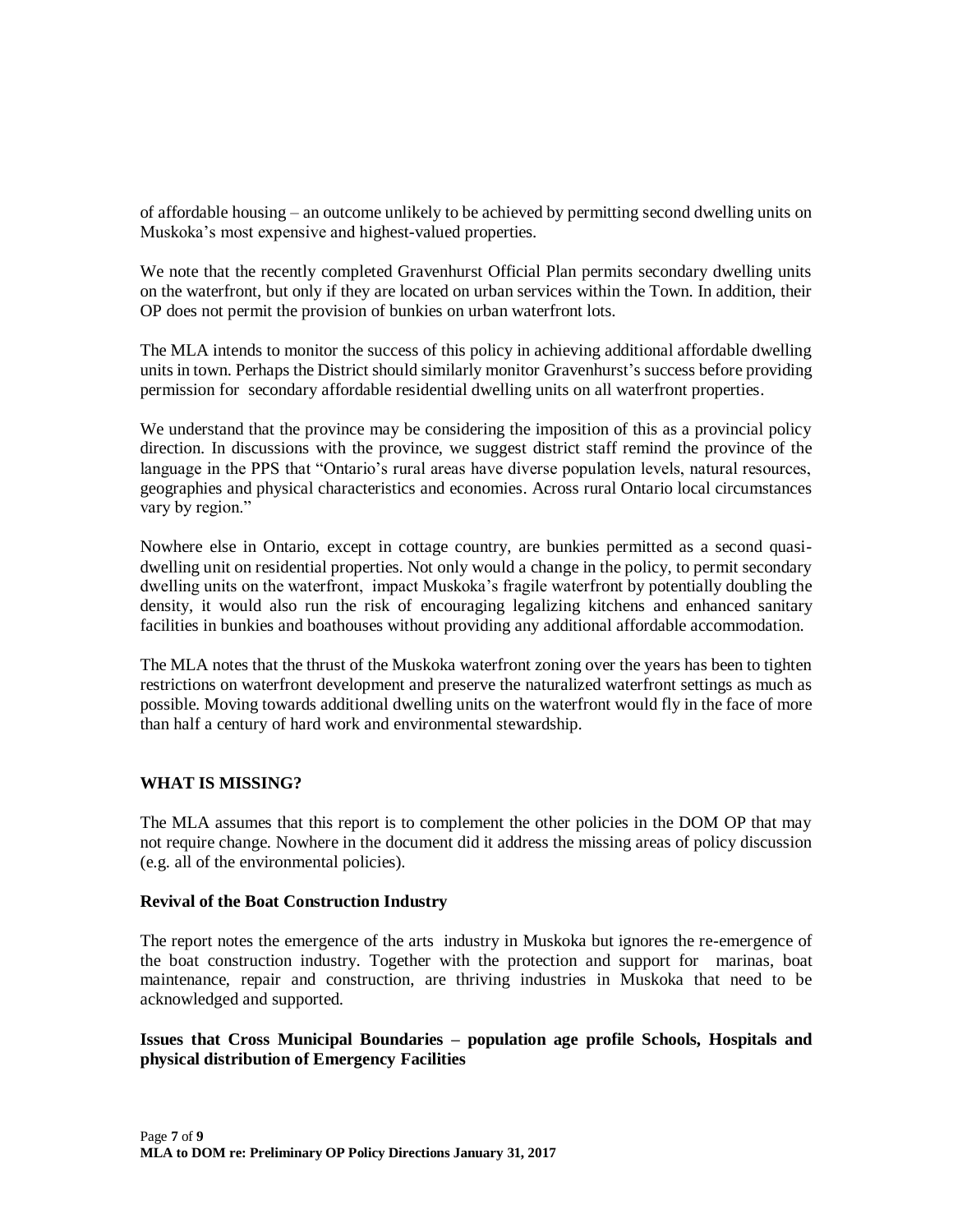of affordable housing – an outcome unlikely to be achieved by permitting second dwelling units on Muskoka's most expensive and highest-valued properties.

We note that the recently completed Gravenhurst Official Plan permits secondary dwelling units on the waterfront, but only if they are located on urban services within the Town. In addition, their OP does not permit the provision of bunkies on urban waterfront lots.

The MLA intends to monitor the success of this policy in achieving additional affordable dwelling units in town. Perhaps the District should similarly monitor Gravenhurst's success before providing permission for secondary affordable residential dwelling units on all waterfront properties.

We understand that the province may be considering the imposition of this as a provincial policy direction. In discussions with the province, we suggest district staff remind the province of the language in the PPS that "Ontario's rural areas have diverse population levels, natural resources, geographies and physical characteristics and economies. Across rural Ontario local circumstances vary by region."

Nowhere else in Ontario, except in cottage country, are bunkies permitted as a second quasi-dwelling unit on residential properties. Not only would a change in the policy, to permit secondary dwelling units on the waterfront, impact Muskoka's fragile waterfront by potentially doubling the density, it would also run the risk of encouraging legalizing kitchens and enhanced sanitary facilities in bunkies and boathouses without providing any additional affordable accommodation.

The MLA notes that the thrust of the Muskoka waterfront zoning over the years has been to tighten restrictions on waterfront development and preserve the naturalized waterfront settings as much as possible. Moving towards additional dwelling units on the waterfront would fly in the face of more than half a century of hard work and environmental stewardship.

## WHAT IS MISSING?

The MLA assumes that this report is to complement the other policies in the DOM OP that may not require change. Nowhere in the document did it address the missing areas of policy discussion (e.g. all of the environmental policies).

### Revival of the Boat Construction Industry

The report notes the emergence of the arts industry in Muskoka but ignores the re-emergence of the boat construction industry. Together with the protection and support for marinas, boat maintenance, repair and construction, are thriving industries in Muskoka that need to be acknowledged and supported.

### Issues that Cross Municipal Boundaries – population age profile Schools, Hospitals and physical distribution of Emergency Facilities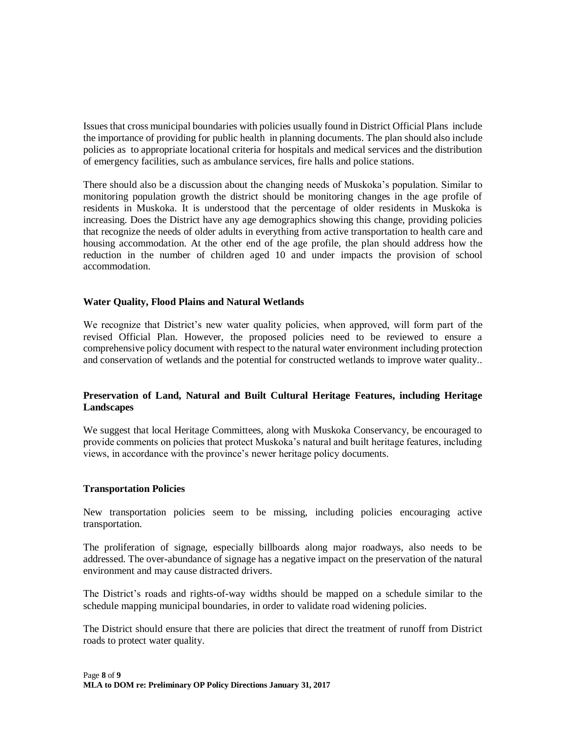Issues that cross municipal boundaries with policies usually found in District Official Plans include the importance of providing for public health in planning documents. The plan should also include policies as to appropriate locational criteria for hospitals and medical services and the distribution of emergency facilities, such as ambulance services, fire halls and police stations.

There should also be a discussion about the changing needs of Muskoka's population. Similar to monitoring population growth the district should be monitoring changes in the age profile of residents in Muskoka. It is understood that the percentage of older residents in Muskoka is increasing. Does the District have any age demographics showing this change, providing policies that recognize the needs of older adults in everything from active transportation to health care and housing accommodation. At the other end of the age profile, the plan should address how the reduction in the number of children aged 10 and under impacts the provision of school accommodation.

**Water Quality, Flood Plains and Natural Wetlands**

We recognize that District's new water quality policies, when approved, will form part of the revised Official Plan. However, the proposed policies need to be reviewed to ensure a comprehensive policy document with respect to the natural water environment including protection and conservation of wetlands and the potential for constructed wetlands to improve water quality..

**Preservation of Land, Natural and Built Cultural Heritage Features, including Heritage Landscapes**

We suggest that local Heritage Committees, along with Muskoka Conservancy, be encouraged to provide comments on policies that protect Muskoka's natural and built heritage features, including views, in accordance with the province's newer heritage policy documents.

**Transportation Policies**

New transportation policies seem to be missing, including policies encouraging active transportation.

The proliferation of signage, especially billboards along major roadways, also needs to be addressed. The over-abundance of signage has a negative impact on the preservation of the natural environment and may cause distracted drivers.

The District's roads and rights-of-way widths should be mapped on a schedule similar to the schedule mapping municipal boundaries, in order to validate road widening policies.

The District should ensure that there are policies that direct the treatment of runoff from District roads to protect water quality.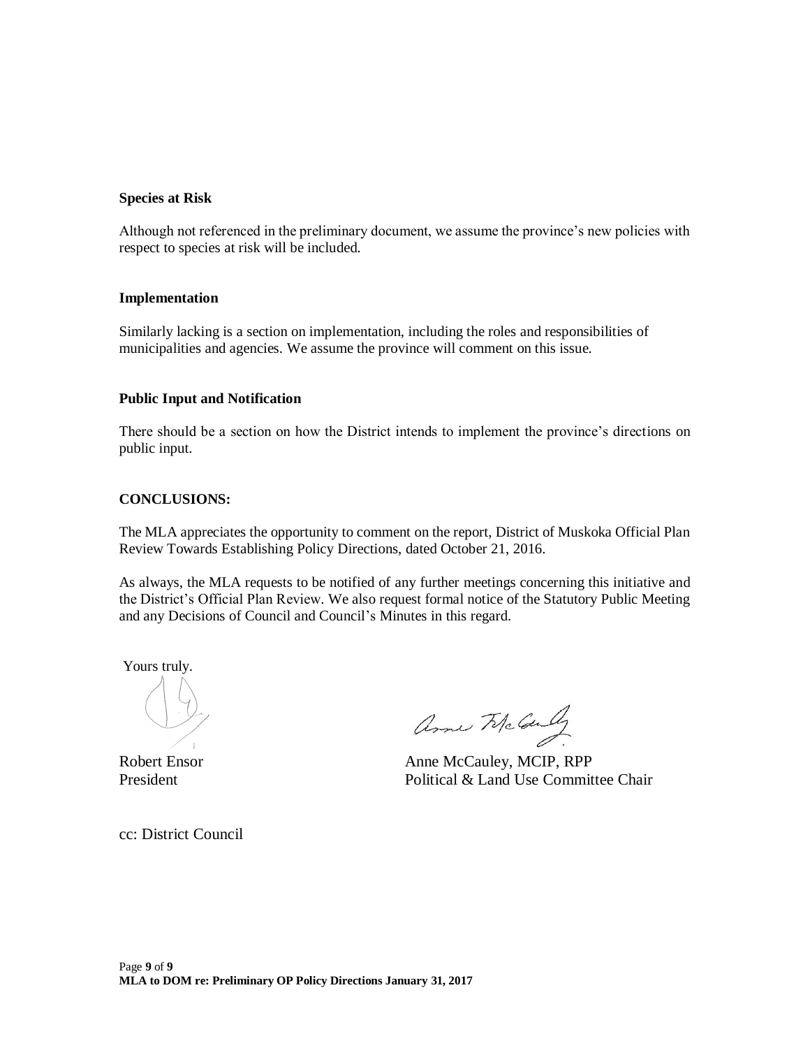**Species at Risk**

Although not referenced in the preliminary document, we assume the province's new policies with respect to species at risk will be included.

**Implementation**

Similarly lacking is a section on implementation, including the roles and responsibilities of municipalities and agencies. We assume the province will comment on this issue.

**Public Input and Notification**

There should be a section on how the District intends to implement the province's directions on public input.

**CONCLUSIONS:**

The MLA appreciates the opportunity to comment on the report, District of Muskoka Official Plan Review Towards Establishing Policy Directions, dated October 21, 2016.

As always, the MLA requests to be notified of any further meetings concerning this initiative and the District's Official Plan Review. We also request formal notice of the Statutory Public Meeting and any Decisions of Council and Council's Minutes in this regard.

Yours truly.

Robert Ensor
President

Anne McCauley, MCIP, RPP
Political & Land Use Committee Chair

cc: District Council